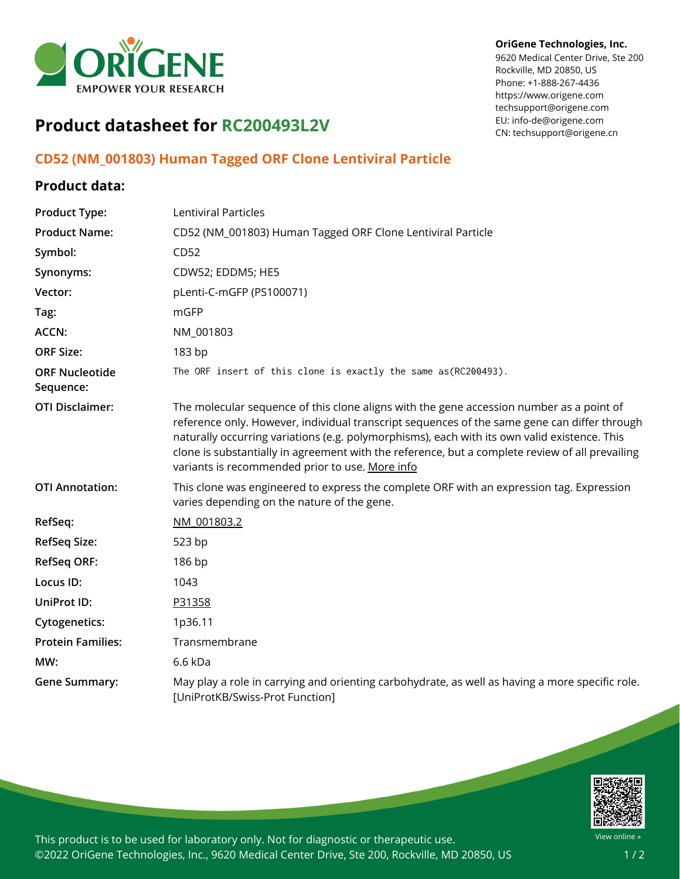OriGene Technologies, Inc.
9620 Medical Center Drive, Ste 200
Rockville, MD 20850, US
Phone: +1-888-267-4436
https://www.origene.com
techsupport@origene.com
EU: info-de@origene.com
CN: techsupport@origene.cn

# Product datasheet for RC200493L2V

## CD52 (NM_001803) Human Tagged ORF Clone Lentiviral Particle

### Product data:

| | |
|---|---|
| **Product Type:** | Lentiviral Particles |
| **Product Name:** | CD52 (NM_001803) Human Tagged ORF Clone Lentiviral Particle |
| **Symbol:** | CD52 |
| **Synonyms:** | CDW52; EDDM5; HE5 |
| **Vector:** | pLenti-C-mGFP (PS100071) |
| **Tag:** | mGFP |
| **ACCN:** | NM_001803 |
| **ORF Size:** | 183 bp |
| **ORF Nucleotide Sequence:** | The ORF insert of this clone is exactly the same as(RC200493). |
| **OTI Disclaimer:** | The molecular sequence of this clone aligns with the gene accession number as a point of reference only. However, individual transcript sequences of the same gene can differ through naturally occurring variations (e.g. polymorphisms), each with its own valid existence. This clone is substantially in agreement with the reference, but a complete review of all prevailing variants is recommended prior to use. More info |
| **OTI Annotation:** | This clone was engineered to express the complete ORF with an expression tag. Expression varies depending on the nature of the gene. |
| **RefSeq:** | NM_001803.2 |
| **RefSeq Size:** | 523 bp |
| **RefSeq ORF:** | 186 bp |
| **Locus ID:** | 1043 |
| **UniProt ID:** | P31358 |
| **Cytogenetics:** | 1p36.11 |
| **Protein Families:** | Transmembrane |
| **MW:** | 6.6 kDa |
| **Gene Summary:** | May play a role in carrying and orienting carbohydrate, as well as having a more specific role. [UniProtKB/Swiss-Prot Function] |

This product is to be used for laboratory only. Not for diagnostic or therapeutic use.
©2022 OriGene Technologies, Inc., 9620 Medical Center Drive, Ste 200, Rockville, MD 20850, US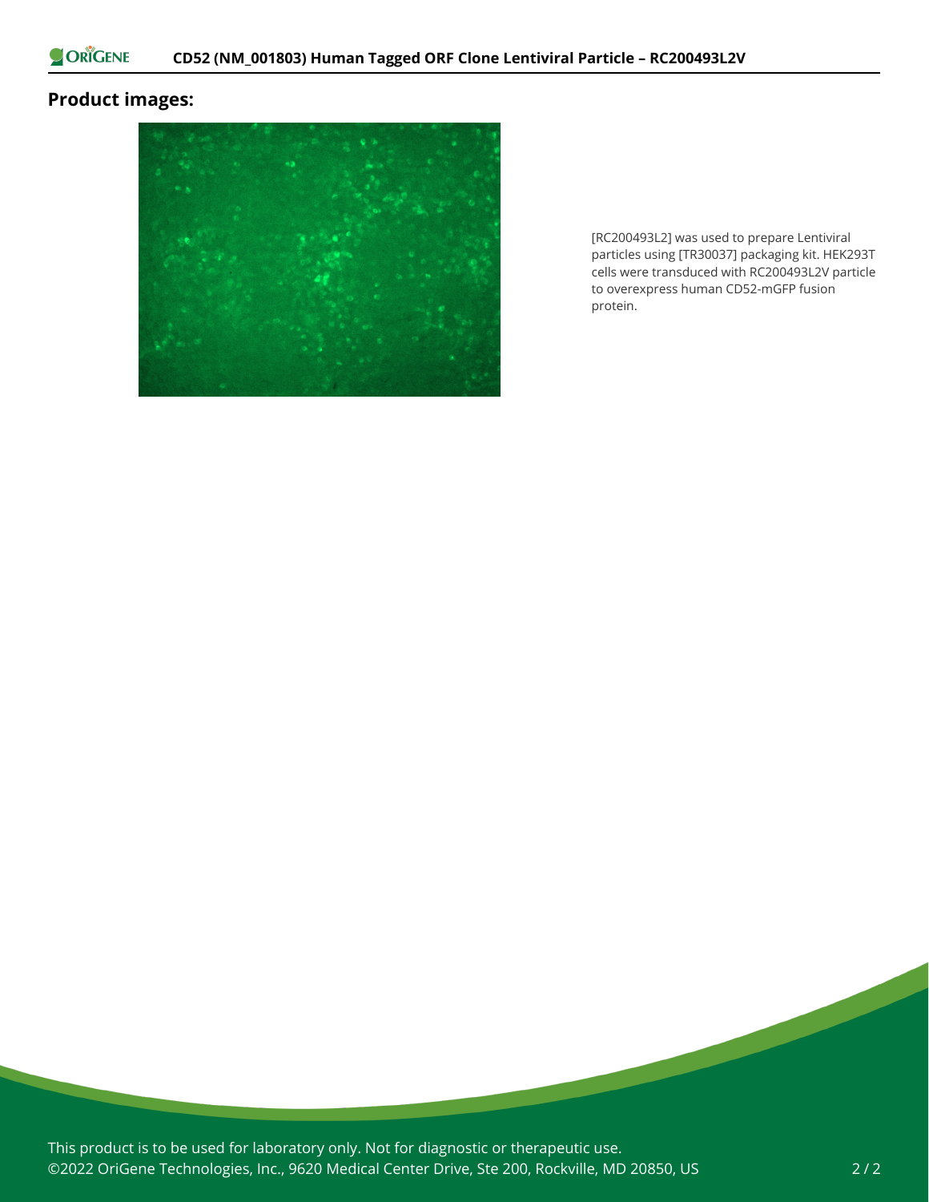## Product images:

[RC200493L2] was used to prepare Lentiviral particles using [TR30037] packaging kit. HEK293T cells were transduced with RC200493L2V particle to overexpress human CD52-mGFP fusion protein.

This product is to be used for laboratory only. Not for diagnostic or therapeutic use.
©2022 OriGene Technologies, Inc., 9620 Medical Center Drive, Ste 200, Rockville, MD 20850, US